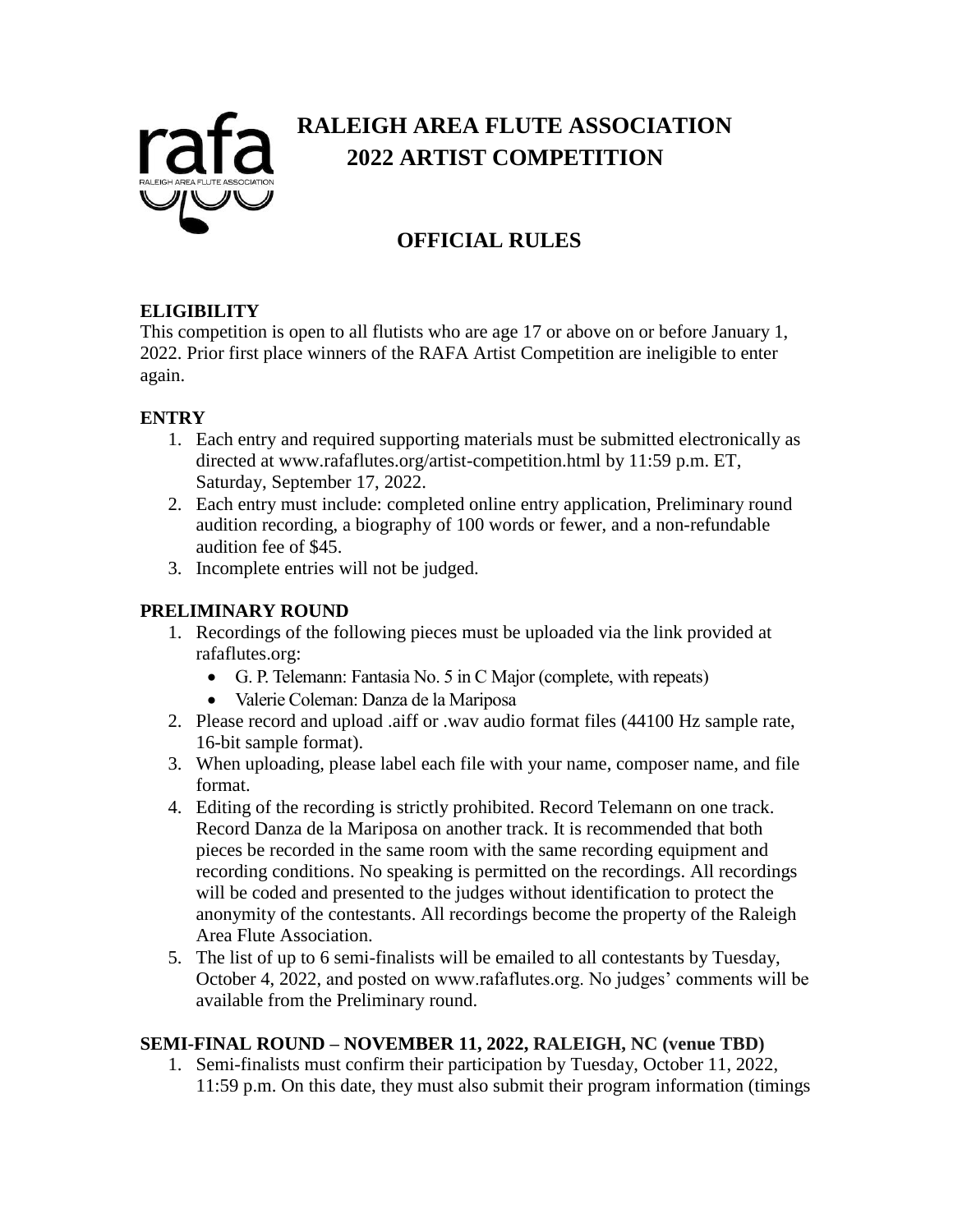# RALEIGH AREA FLUTE ASSOCIATION
# 2022 ARTIST COMPETITION

## OFFICIAL RULES

### ELIGIBILITY

This competition is open to all flutists who are age 17 or above on or before January 1, 2022. Prior first place winners of the RAFA Artist Competition are ineligible to enter again.

### ENTRY

1. Each entry and required supporting materials must be submitted electronically as directed at www.rafaflutes.org/artist-competition.html by 11:59 p.m. ET, Saturday, September 17, 2022.
2. Each entry must include: completed online entry application, Preliminary round audition recording, a biography of 100 words or fewer, and a non-refundable audition fee of $45.
3. Incomplete entries will not be judged.

### PRELIMINARY ROUND

1. Recordings of the following pieces must be uploaded via the link provided at rafaflutes.org:
   - G. P. Telemann: Fantasia No. 5 in C Major (complete, with repeats)
   - Valerie Coleman: Danza de la Mariposa
2. Please record and upload .aiff or .wav audio format files (44100 Hz sample rate, 16-bit sample format).
3. When uploading, please label each file with your name, composer name, and file format.
4. Editing of the recording is strictly prohibited. Record Telemann on one track. Record Danza de la Mariposa on another track. It is recommended that both pieces be recorded in the same room with the same recording equipment and recording conditions. No speaking is permitted on the recordings. All recordings will be coded and presented to the judges without identification to protect the anonymity of the contestants. All recordings become the property of the Raleigh Area Flute Association.
5. The list of up to 6 semi-finalists will be emailed to all contestants by Tuesday, October 4, 2022, and posted on www.rafaflutes.org. No judges' comments will be available from the Preliminary round.

### SEMI-FINAL ROUND – NOVEMBER 11, 2022, RALEIGH, NC (venue TBD)

1. Semi-finalists must confirm their participation by Tuesday, October 11, 2022, 11:59 p.m. On this date, they must also submit their program information (timings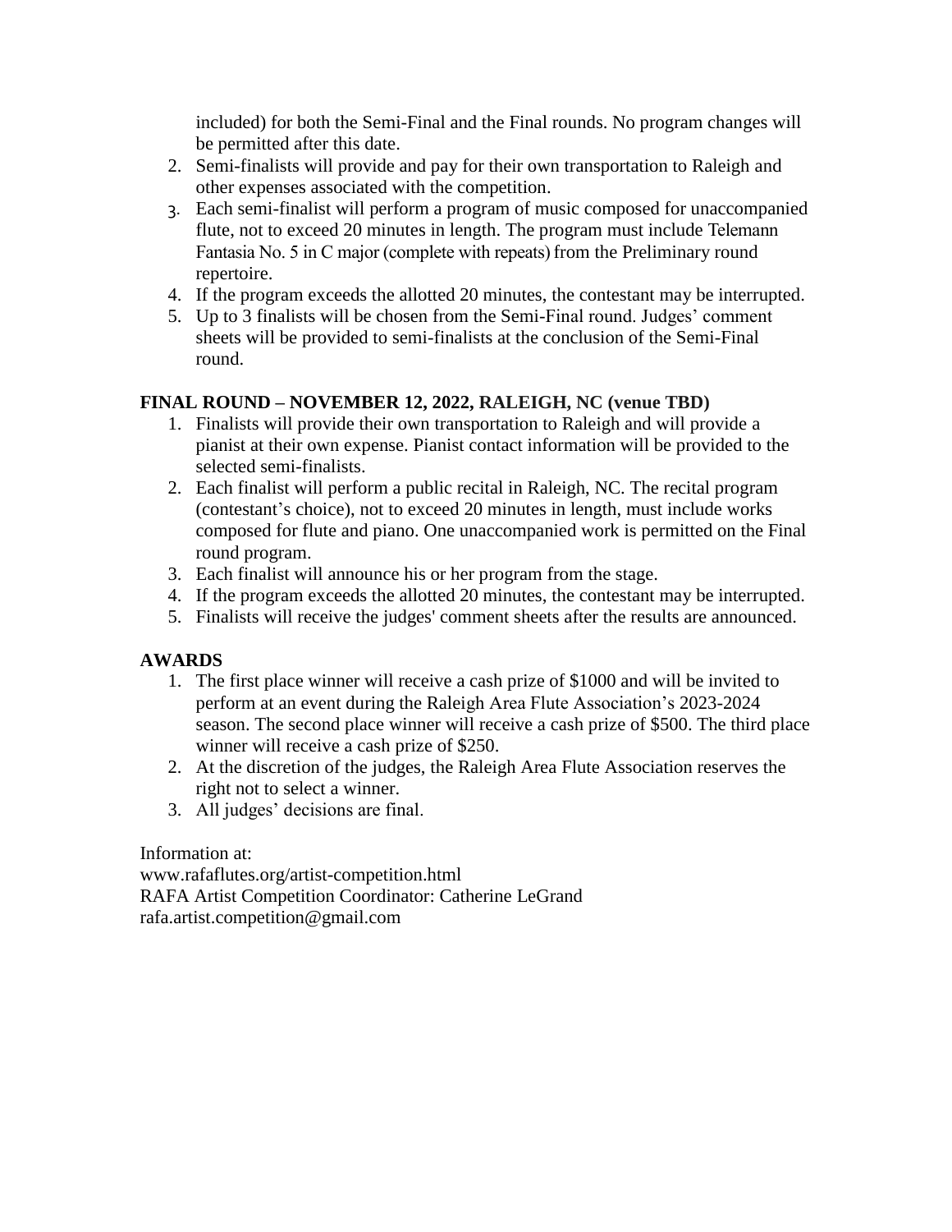included) for both the Semi-Final and the Final rounds. No program changes will be permitted after this date.

2. Semi-finalists will provide and pay for their own transportation to Raleigh and other expenses associated with the competition.
3. Each semi-finalist will perform a program of music composed for unaccompanied flute, not to exceed 20 minutes in length. The program must include Telemann Fantasia No. 5 in C major (complete with repeats) from the Preliminary round repertoire.
4. If the program exceeds the allotted 20 minutes, the contestant may be interrupted.
5. Up to 3 finalists will be chosen from the Semi-Final round. Judges' comment sheets will be provided to semi-finalists at the conclusion of the Semi-Final round.

**FINAL ROUND – NOVEMBER 12, 2022, RALEIGH, NC (venue TBD)**

1. Finalists will provide their own transportation to Raleigh and will provide a pianist at their own expense. Pianist contact information will be provided to the selected semi-finalists.
2. Each finalist will perform a public recital in Raleigh, NC. The recital program (contestant's choice), not to exceed 20 minutes in length, must include works composed for flute and piano. One unaccompanied work is permitted on the Final round program.
3. Each finalist will announce his or her program from the stage.
4. If the program exceeds the allotted 20 minutes, the contestant may be interrupted.
5. Finalists will receive the judges' comment sheets after the results are announced.

**AWARDS**

1. The first place winner will receive a cash prize of $1000 and will be invited to perform at an event during the Raleigh Area Flute Association's 2023-2024 season. The second place winner will receive a cash prize of $500. The third place winner will receive a cash prize of $250.
2. At the discretion of the judges, the Raleigh Area Flute Association reserves the right not to select a winner.
3. All judges' decisions are final.

Information at:
www.rafaflutes.org/artist-competition.html
RAFA Artist Competition Coordinator: Catherine LeGrand
rafa.artist.competition@gmail.com